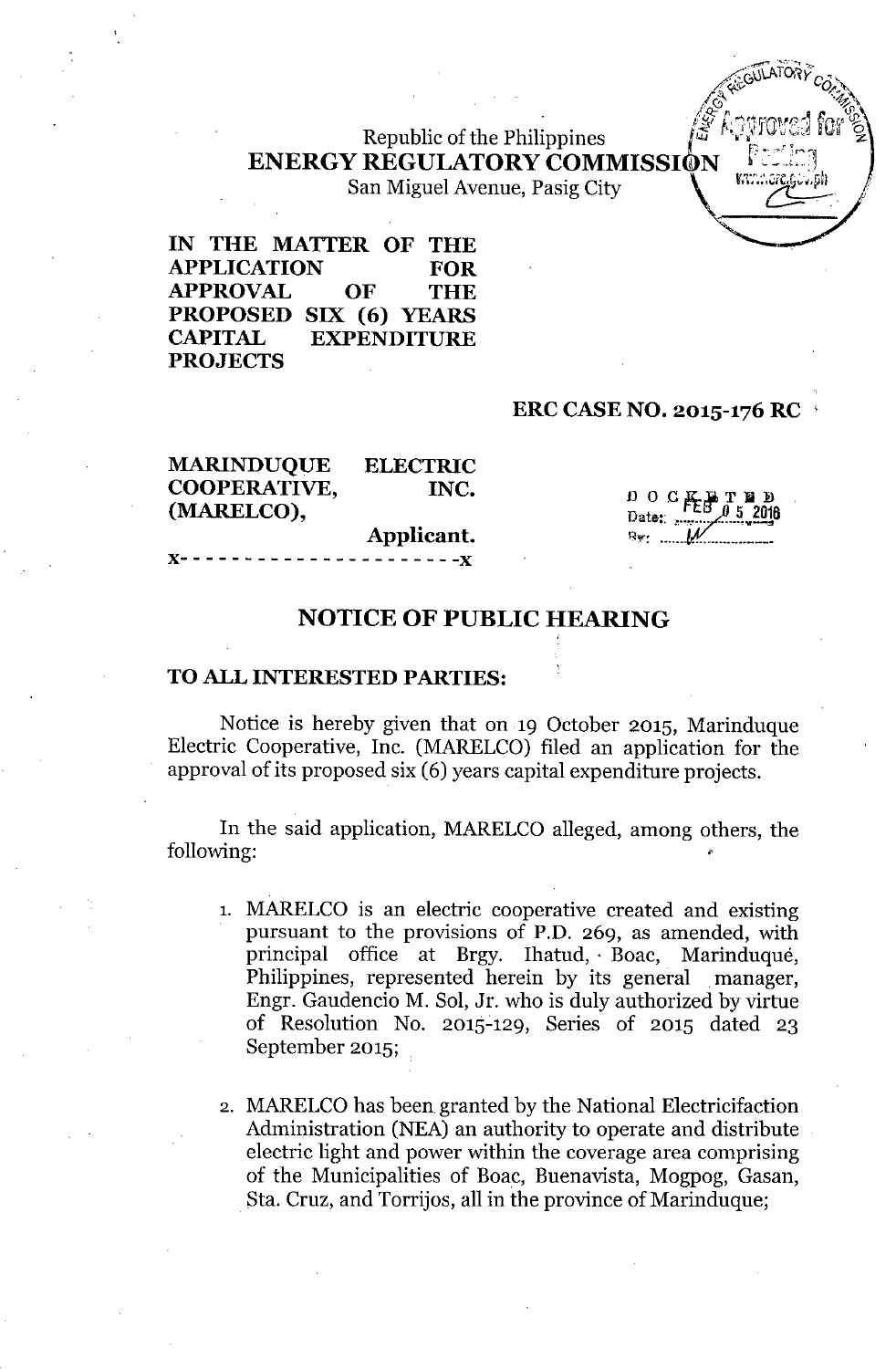Republic of the Philippines
**ENERGY REGULATORY COMMISSION**
San Miguel Avenue, Pasig City

**IN THE MATTER OF THE APPLICATION FOR APPROVAL OF THE PROPOSED SIX (6) YEARS CAPITAL EXPENDITURE PROJECTS**

**ERC CASE NO. 2015-176 RC**

**MARINDUQUE ELECTRIC COOPERATIVE, INC. (MARELCO),**
**Applicant.**

x- - - - - - - - - - - - - - - - - - - - - -x

DOCKETED
Date: FEB 05 2016

## NOTICE OF PUBLIC HEARING

**TO ALL INTERESTED PARTIES:**

Notice is hereby given that on 19 October 2015, Marinduque Electric Cooperative, Inc. (MARELCO) filed an application for the approval of its proposed six (6) years capital expenditure projects.

In the said application, MARELCO alleged, among others, the following:

1. MARELCO is an electric cooperative created and existing pursuant to the provisions of P.D. 269, as amended, with principal office at Brgy. Ihatud, Boac, Marinduqué, Philippines, represented herein by its general manager, Engr. Gaudencio M. Sol, Jr. who is duly authorized by virtue of Resolution No. 2015-129, Series of 2015 dated 23 September 2015;

2. MARELCO has been granted by the National Electricifaction Administration (NEA) an authority to operate and distribute electric light and power within the coverage area comprising of the Municipalities of Boac, Buenavista, Mogpog, Gasan, Sta. Cruz, and Torrijos, all in the province of Marinduque;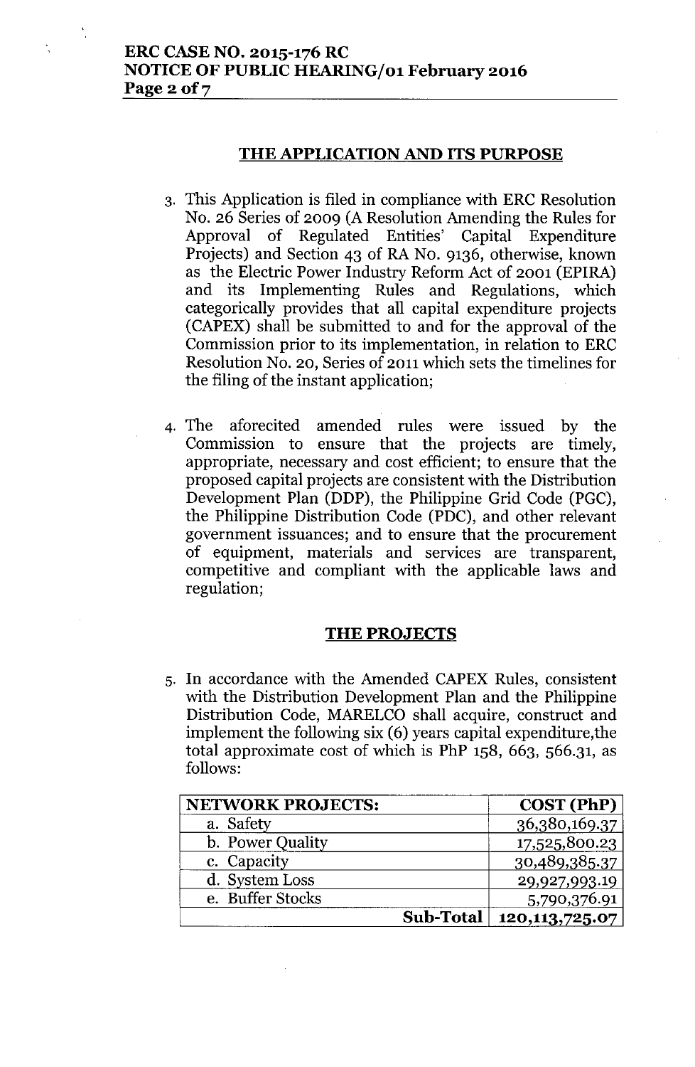## THE APPLICATION AND ITS PURPOSE

3. This Application is filed in compliance with ERC Resolution No. 26 Series of 2009 (A Resolution Amending the Rules for Approval of Regulated Entities' Capital Expenditure Projects) and Section 43 of RA No. 9136, otherwise, known as the Electric Power Industry Reform Act of 2001 (EPIRA) and its Implementing Rules and Regulations, which categorically provides that all capital expenditure projects (CAPEX) shall be submitted to and for the approval of the Commission prior to its implementation, in relation to ERC Resolution No. 20, Series of 2011 which sets the timelines for the filing of the instant application;

4. The aforecited amended rules were issued by the Commission to ensure that the projects are timely, appropriate, necessary and cost efficient; to ensure that the proposed capital projects are consistent with the Distribution Development Plan (DDP), the Philippine Grid Code (PGC), the Philippine Distribution Code (PDC), and other relevant government issuances; and to ensure that the procurement of equipment, materials and services are transparent, competitive and compliant with the applicable laws and regulation;

## THE PROJECTS

5. In accordance with the Amended CAPEX Rules, consistent with the Distribution Development Plan and the Philippine Distribution Code, MARELCO shall acquire, construct and implement the following six (6) years capital expenditure,the total approximate cost of which is PhP 158, 663, 566.31, as follows:

| NETWORK PROJECTS: | COST (PhP) |
|---|---|
| a. Safety | 36,380,169.37 |
| b. Power Quality | 17,525,800.23 |
| c. Capacity | 30,489,385.37 |
| d. System Loss | 29,927,993.19 |
| e. Buffer Stocks | 5,790,376.91 |
| **Sub-Total** | **120,113,725.07** |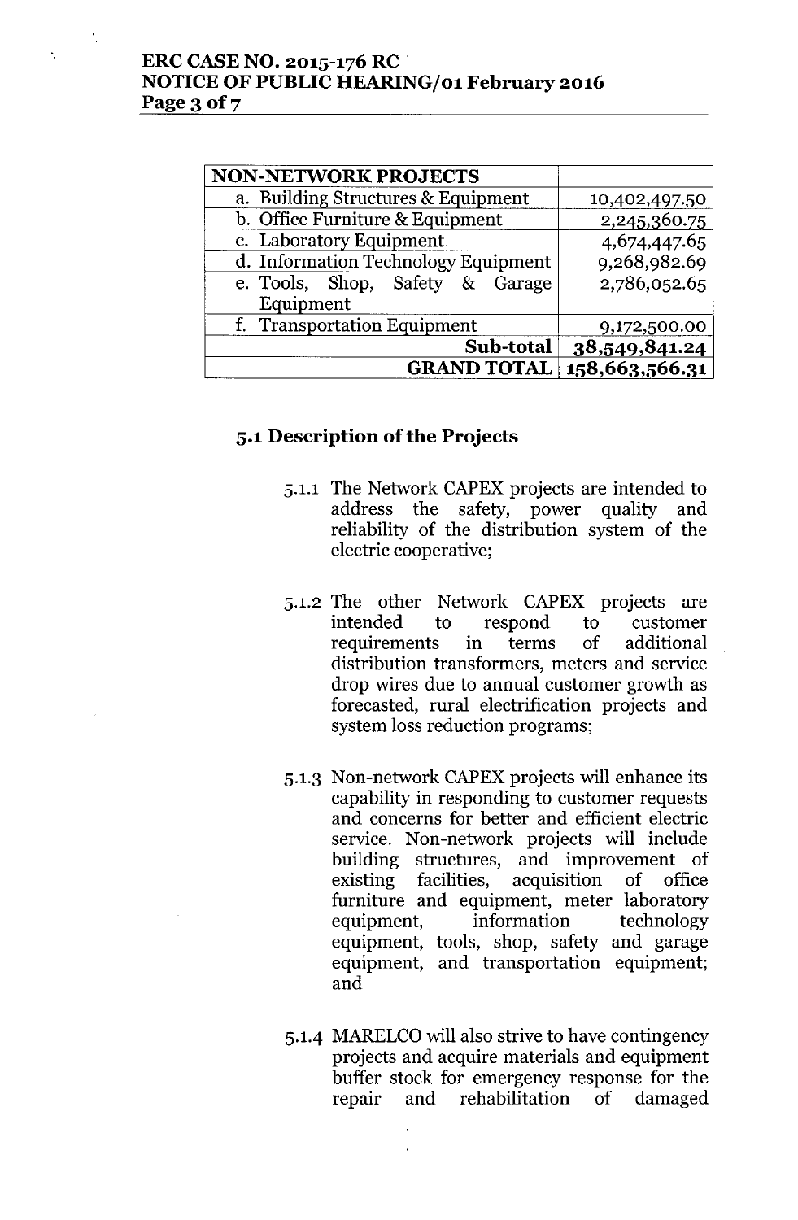| NON-NETWORK PROJECTS | |
|---|---|
| a. Building Structures & Equipment | 10,402,497.50 |
| b. Office Furniture & Equipment | 2,245,360.75 |
| c. Laboratory Equipment | 4,674,447.65 |
| d. Information Technology Equipment | 9,268,982.69 |
| e. Tools, Shop, Safety & Garage Equipment | 2,786,052.65 |
| f. Transportation Equipment | 9,172,500.00 |
| **Sub-total** | **38,549,841.24** |
| **GRAND TOTAL** | **158,663,566.31** |

### 5.1 Description of the Projects

5.1.1 The Network CAPEX projects are intended to address the safety, power quality and reliability of the distribution system of the electric cooperative;

5.1.2 The other Network CAPEX projects are intended to respond to customer requirements in terms of additional distribution transformers, meters and service drop wires due to annual customer growth as forecasted, rural electrification projects and system loss reduction programs;

5.1.3 Non-network CAPEX projects will enhance its capability in responding to customer requests and concerns for better and efficient electric service. Non-network projects will include building structures, and improvement of existing facilities, acquisition of office furniture and equipment, meter laboratory equipment, information technology equipment, tools, shop, safety and garage equipment, and transportation equipment; and

5.1.4 MARELCO will also strive to have contingency projects and acquire materials and equipment buffer stock for emergency response for the repair and rehabilitation of damaged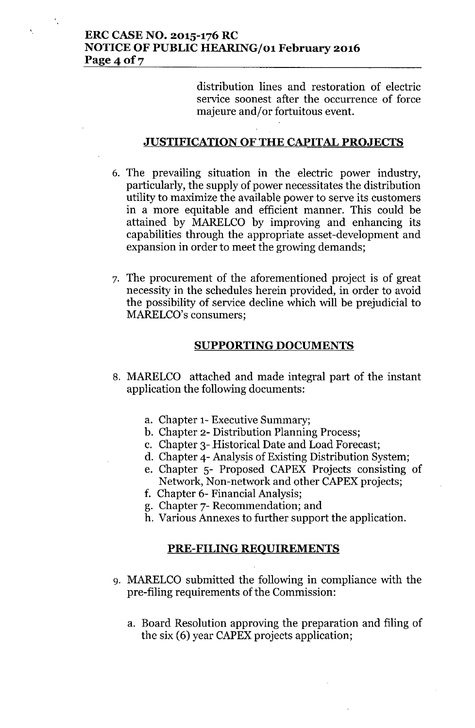distribution lines and restoration of electric service soonest after the occurrence of force majeure and/or fortuitous event.

## JUSTIFICATION OF THE CAPITAL PROJECTS

6. The prevailing situation in the electric power industry, particularly, the supply of power necessitates the distribution utility to maximize the available power to serve its customers in a more equitable and efficient manner. This could be attained by MARELCO by improving and enhancing its capabilities through the appropriate asset-development and expansion in order to meet the growing demands;

7. The procurement of the aforementioned project is of great necessity in the schedules herein provided, in order to avoid the possibility of service decline which will be prejudicial to MARELCO's consumers;

## SUPPORTING DOCUMENTS

8. MARELCO attached and made integral part of the instant application the following documents:

   a. Chapter 1- Executive Summary;
   b. Chapter 2- Distribution Planning Process;
   c. Chapter 3- Historical Date and Load Forecast;
   d. Chapter 4- Analysis of Existing Distribution System;
   e. Chapter 5- Proposed CAPEX Projects consisting of Network, Non-network and other CAPEX projects;
   f. Chapter 6- Financial Analysis;
   g. Chapter 7- Recommendation; and
   h. Various Annexes to further support the application.

## PRE-FILING REQUIREMENTS

9. MARELCO submitted the following in compliance with the pre-filing requirements of the Commission:

   a. Board Resolution approving the preparation and filing of the six (6) year CAPEX projects application;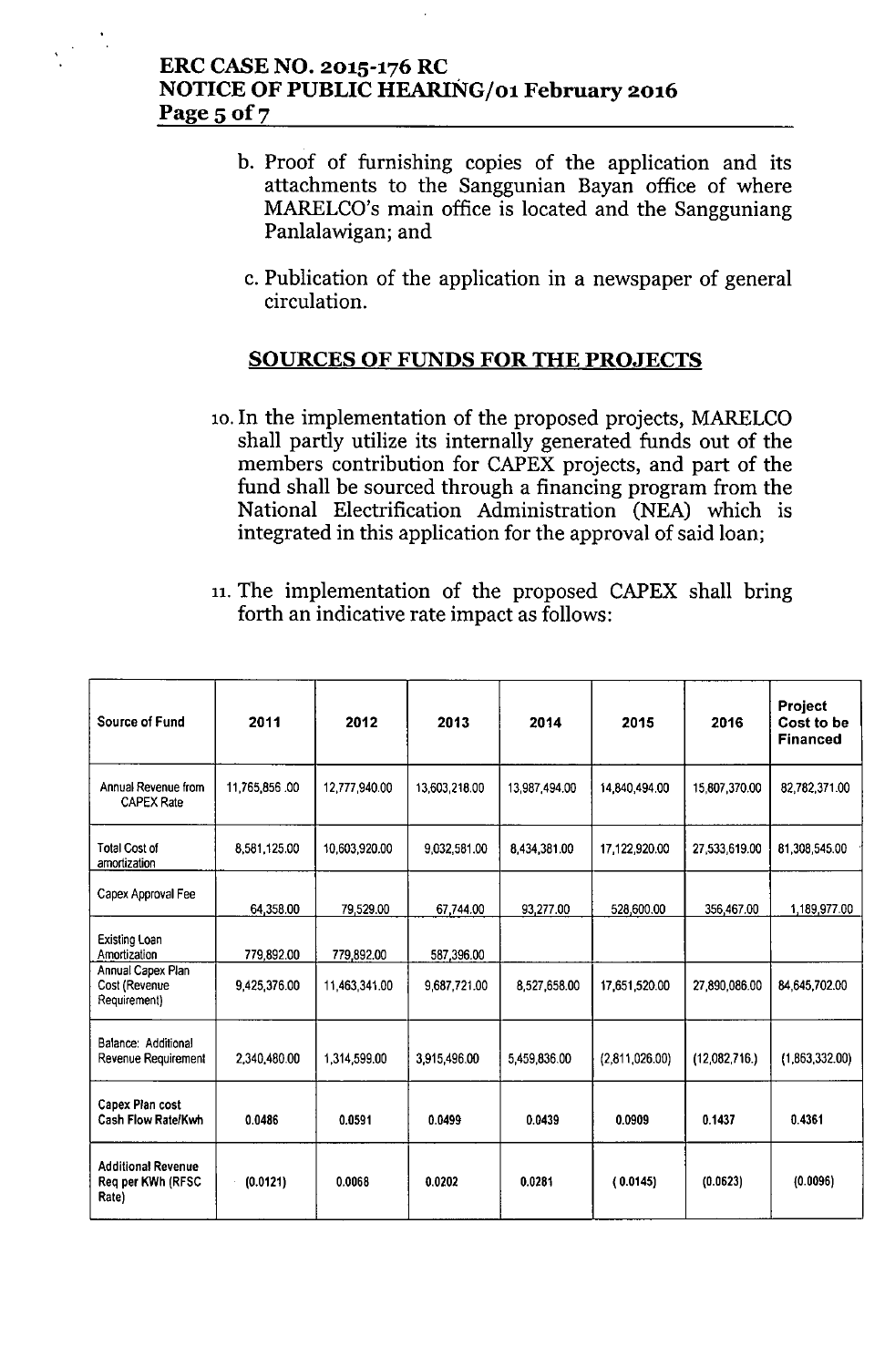b. Proof of furnishing copies of the application and its attachments to the Sanggunian Bayan office of where MARELCO's main office is located and the Sangguniang Panlalawigan; and

c. Publication of the application in a newspaper of general circulation.

## SOURCES OF FUNDS FOR THE PROJECTS

10. In the implementation of the proposed projects, MARELCO shall partly utilize its internally generated funds out of the members contribution for CAPEX projects, and part of the fund shall be sourced through a financing program from the National Electrification Administration (NEA) which is integrated in this application for the approval of said loan;

11. The implementation of the proposed CAPEX shall bring forth an indicative rate impact as follows:

| Source of Fund | 2011 | 2012 | 2013 | 2014 | 2015 | 2016 | Project Cost to be Financed |
|---|---|---|---|---|---|---|---|
| Annual Revenue from CAPEX Rate | 11,765,856 .00 | 12,777,940.00 | 13,603,218.00 | 13,987,494.00 | 14,840,494.00 | 15,807,370.00 | 82,782,371.00 |
| Total Cost of amortization | 8,581,125.00 | 10,603,920.00 | 9,032,581.00 | 8,434,381.00 | 17,122,920.00 | 27,533,619.00 | 81,308,545.00 |
| Capex Approval Fee | 64,358.00 | 79,529.00 | 67,744.00 | 93,277.00 | 528,600.00 | 356,467.00 | 1,189,977.00 |
| Existing Loan Amortization | 779,892.00 | 779,892.00 | 587,396.00 | | | | |
| Annual Capex Plan Cost (Revenue Requirement) | 9,425,376.00 | 11,463,341.00 | 9,687,721.00 | 8,527,658.00 | 17,651,520.00 | 27,890,086.00 | 84,645,702.00 |
| Balance: Additional Revenue Requirement | 2,340,480.00 | 1,314,599.00 | 3,915,496.00 | 5,459,836.00 | (2,811,026.00) | (12,082,716.) | (1,863,332.00) |
| Capex Plan cost Cash Flow Rate/Kwh | 0.0486 | 0.0591 | 0.0499 | 0.0439 | 0.0909 | 0.1437 | 0.4361 |
| Additional Revenue Req per KWh (RFSC Rate) | (0.0121) | 0.0068 | 0.0202 | 0.0281 | ( 0.0145) | (0.0623) | (0.0096) |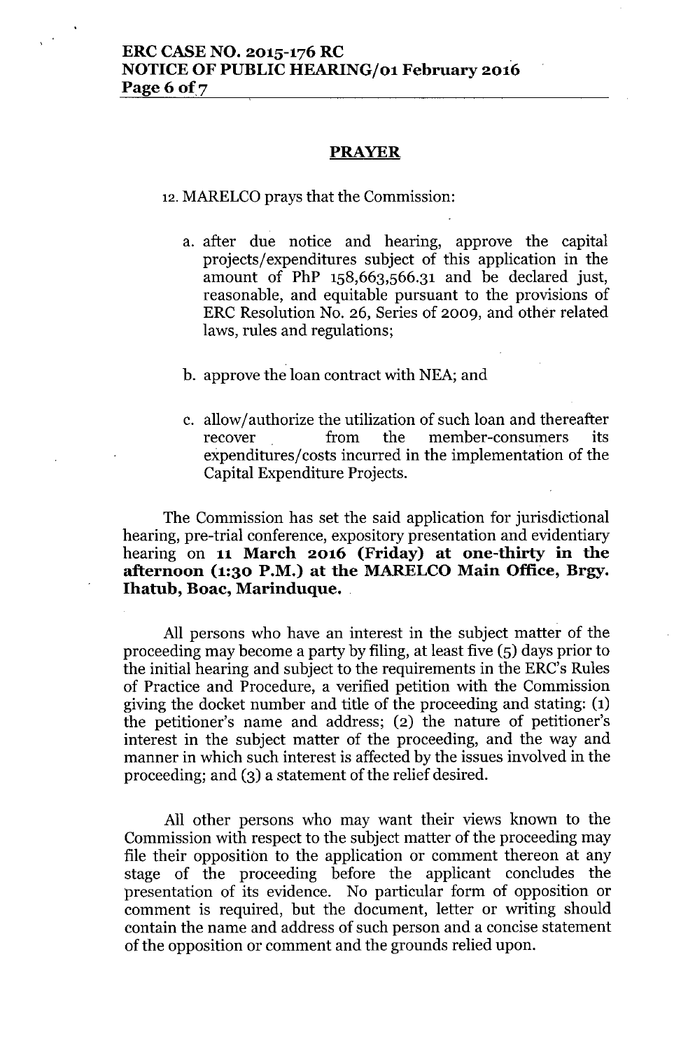## PRAYER

12. MARELCO prays that the Commission:

   a. after due notice and hearing, approve the capital projects/expenditures subject of this application in the amount of PhP 158,663,566.31 and be declared just, reasonable, and equitable pursuant to the provisions of ERC Resolution No. 26, Series of 2009, and other related laws, rules and regulations;

   b. approve the loan contract with NEA; and

   c. allow/authorize the utilization of such loan and thereafter recover from the member-consumers its expenditures/costs incurred in the implementation of the Capital Expenditure Projects.

The Commission has set the said application for jurisdictional hearing, pre-trial conference, expository presentation and evidentiary hearing on **11 March 2016 (Friday) at one-thirty in the afternoon (1:30 P.M.) at the MARELCO Main Office, Brgy. Ihatub, Boac, Marinduque.**

All persons who have an interest in the subject matter of the proceeding may become a party by filing, at least five (5) days prior to the initial hearing and subject to the requirements in the ERC's Rules of Practice and Procedure, a verified petition with the Commission giving the docket number and title of the proceeding and stating: (1) the petitioner's name and address; (2) the nature of petitioner's interest in the subject matter of the proceeding, and the way and manner in which such interest is affected by the issues involved in the proceeding; and (3) a statement of the relief desired.

All other persons who may want their views known to the Commission with respect to the subject matter of the proceeding may file their opposition to the application or comment thereon at any stage of the proceeding before the applicant concludes the presentation of its evidence. No particular form of opposition or comment is required, but the document, letter or writing should contain the name and address of such person and a concise statement of the opposition or comment and the grounds relied upon.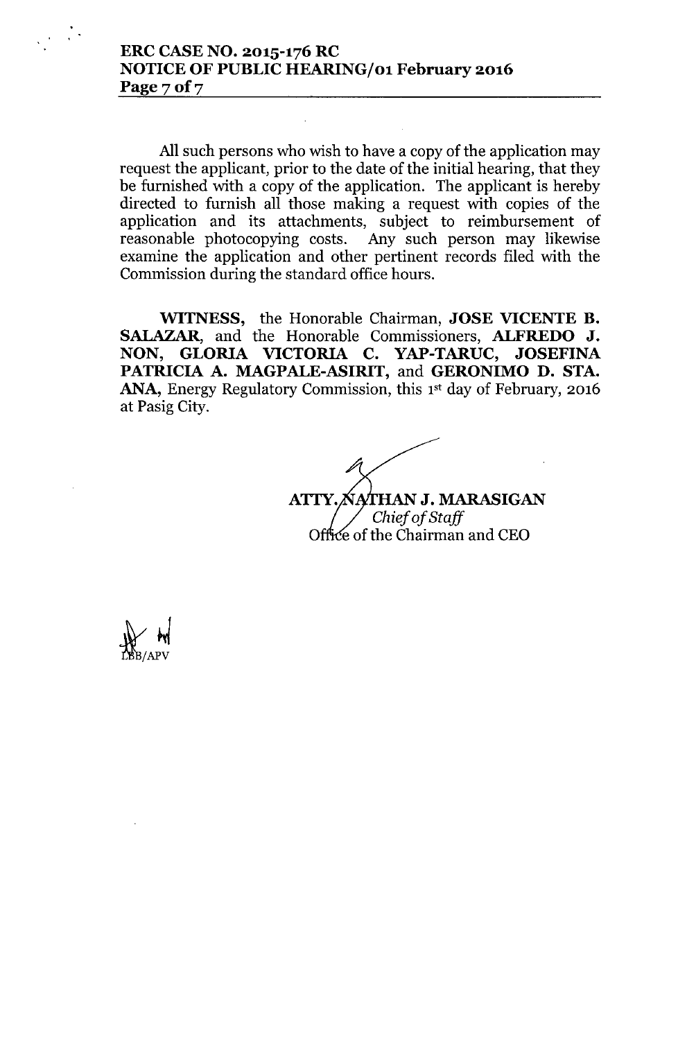All such persons who wish to have a copy of the application may request the applicant, prior to the date of the initial hearing, that they be furnished with a copy of the application. The applicant is hereby directed to furnish all those making a request with copies of the application and its attachments, subject to reimbursement of reasonable photocopying costs. Any such person may likewise examine the application and other pertinent records filed with the Commission during the standard office hours.

**WITNESS,** the Honorable Chairman, **JOSE VICENTE B. SALAZAR,** and the Honorable Commissioners, **ALFREDO J. NON, GLORIA VICTORIA C. YAP-TARUC, JOSEFINA PATRICIA A. MAGPALE-ASIRIT,** and **GERONIMO D. STA. ANA,** Energy Regulatory Commission, this 1st day of February, 2016 at Pasig City.

**ATTY. NATHAN J. MARASIGAN**
*Chief of Staff*
Office of the Chairman and CEO

LBB/APV